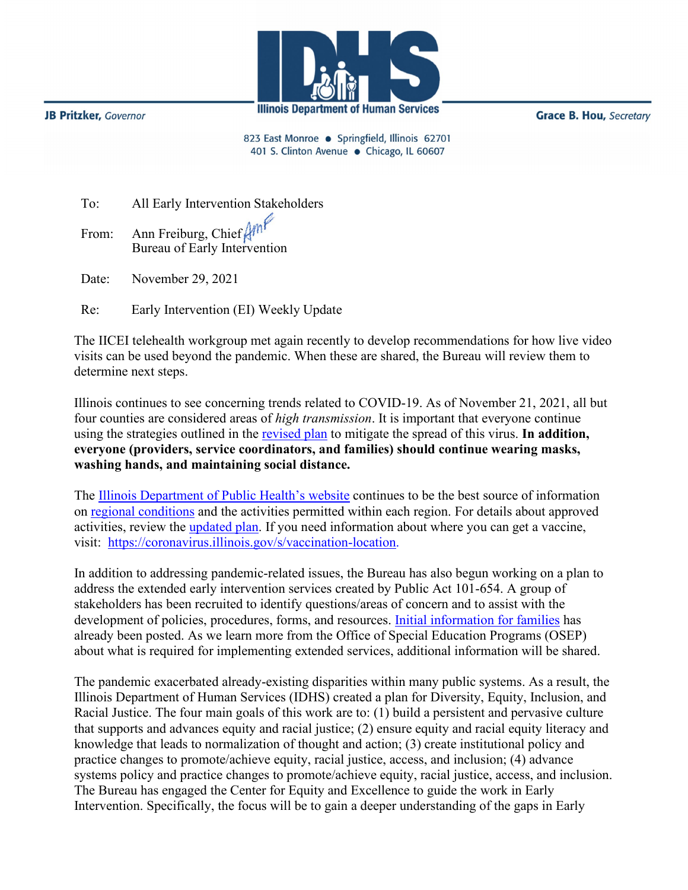**Illinois Department of Human Services**

**JB Pritzker**, *Governor*

**Grace B. Hou**, *Secretary*

823 East Monroe • Springfield, Illinois 62701
401 S. Clinton Avenue • Chicago, IL 60607

To: All Early Intervention Stakeholders

From: Ann Freiburg, Chief
Bureau of Early Intervention

Date: November 29, 2021

Re: Early Intervention (EI) Weekly Update

The IICEI telehealth workgroup met again recently to develop recommendations for how live video visits can be used beyond the pandemic. When these are shared, the Bureau will review them to determine next steps.

Illinois continues to see concerning trends related to COVID-19. As of November 21, 2021, all but four counties are considered areas of *high transmission*. It is important that everyone continue using the strategies outlined in the [revised plan] to mitigate the spread of this virus. **In addition, everyone (providers, service coordinators, and families) should continue wearing masks, washing hands, and maintaining social distance.**

The [Illinois Department of Public Health's website] continues to be the best source of information on [regional conditions] and the activities permitted within each region. For details about approved activities, review the [updated plan]. If you need information about where you can get a vaccine, visit: https://coronavirus.illinois.gov/s/vaccination-location.

In addition to addressing pandemic-related issues, the Bureau has also begun working on a plan to address the extended early intervention services created by Public Act 101-654. A group of stakeholders has been recruited to identify questions/areas of concern and to assist with the development of policies, procedures, forms, and resources. [Initial information for families] has already been posted. As we learn more from the Office of Special Education Programs (OSEP) about what is required for implementing extended services, additional information will be shared.

The pandemic exacerbated already-existing disparities within many public systems. As a result, the Illinois Department of Human Services (IDHS) created a plan for Diversity, Equity, Inclusion, and Racial Justice. The four main goals of this work are to: (1) build a persistent and pervasive culture that supports and advances equity and racial justice; (2) ensure equity and racial equity literacy and knowledge that leads to normalization of thought and action; (3) create institutional policy and practice changes to promote/achieve equity, racial justice, access, and inclusion; (4) advance systems policy and practice changes to promote/achieve equity, racial justice, access, and inclusion. The Bureau has engaged the Center for Equity and Excellence to guide the work in Early Intervention. Specifically, the focus will be to gain a deeper understanding of the gaps in Early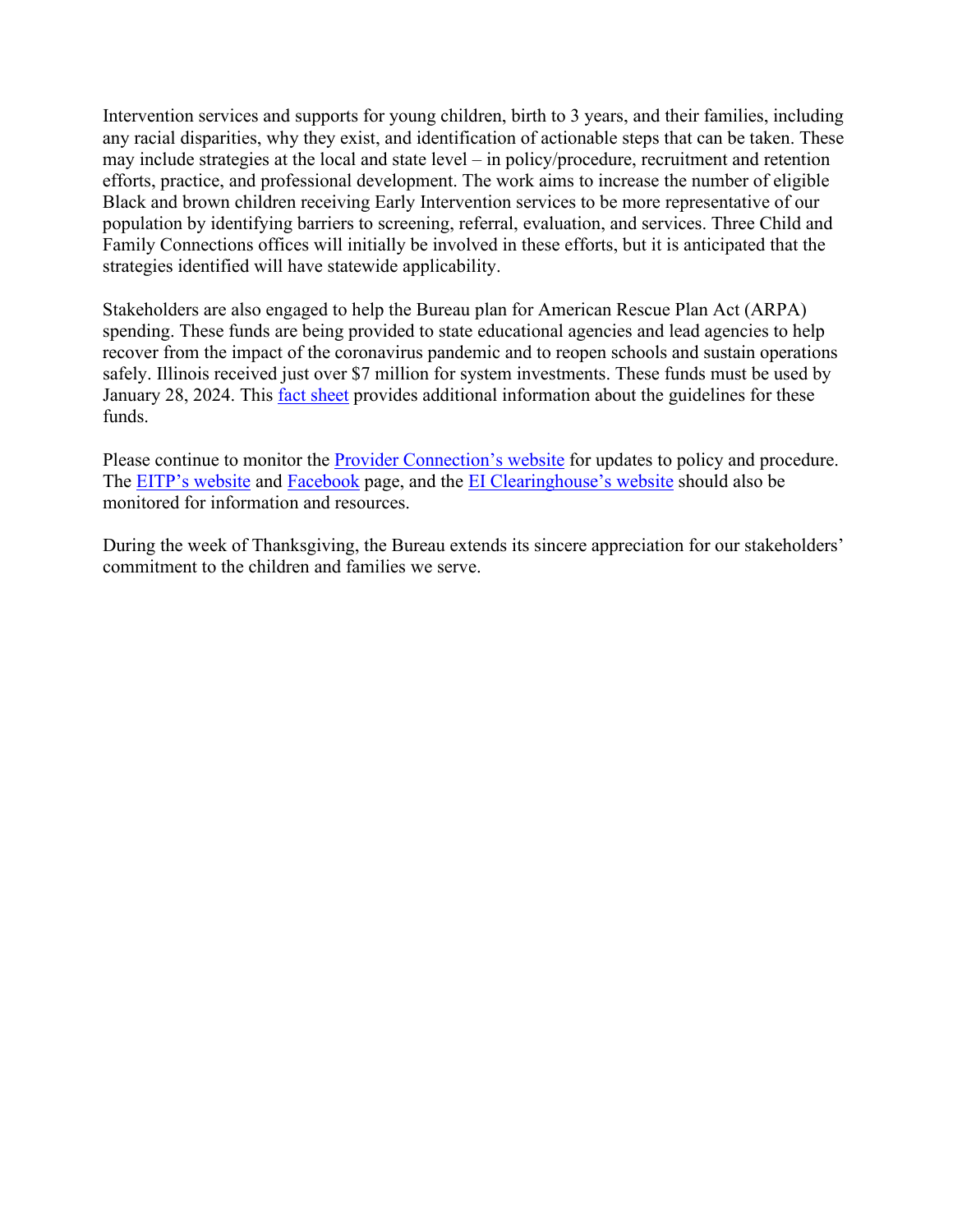Intervention services and supports for young children, birth to 3 years, and their families, including any racial disparities, why they exist, and identification of actionable steps that can be taken. These may include strategies at the local and state level – in policy/procedure, recruitment and retention efforts, practice, and professional development. The work aims to increase the number of eligible Black and brown children receiving Early Intervention services to be more representative of our population by identifying barriers to screening, referral, evaluation, and services. Three Child and Family Connections offices will initially be involved in these efforts, but it is anticipated that the strategies identified will have statewide applicability.

Stakeholders are also engaged to help the Bureau plan for American Rescue Plan Act (ARPA) spending. These funds are being provided to state educational agencies and lead agencies to help recover from the impact of the coronavirus pandemic and to reopen schools and sustain operations safely. Illinois received just over $7 million for system investments. These funds must be used by January 28, 2024. This fact sheet provides additional information about the guidelines for these funds.

Please continue to monitor the Provider Connection's website for updates to policy and procedure. The EITP's website and Facebook page, and the EI Clearinghouse's website should also be monitored for information and resources.

During the week of Thanksgiving, the Bureau extends its sincere appreciation for our stakeholders' commitment to the children and families we serve.